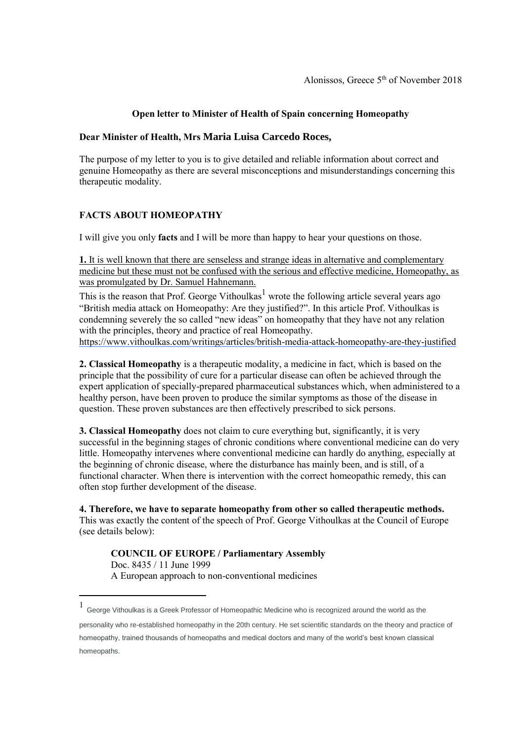Alonissos, Greece 5th of November 2018

**Open letter to Minister of Health of Spain concerning Homeopathy**

**Dear Minister of Health, Mrs Maria Luisa Carcedo Roces,**

The purpose of my letter to you is to give detailed and reliable information about correct and genuine Homeopathy as there are several misconceptions and misunderstandings concerning this therapeutic modality.

## FACTS ABOUT HOMEOPATHY

I will give you only **facts** and I will be more than happy to hear your questions on those.

**1.** It is well known that there are senseless and strange ideas in alternative and complementary medicine but these must not be confused with the serious and effective medicine, Homeopathy, as was promulgated by Dr. Samuel Hahnemann.

This is the reason that Prof. George Vithoulkas[1] wrote the following article several years ago "British media attack on Homeopathy: Are they justified?". In this article Prof. Vithoulkas is condemning severely the so called "new ideas" on homeopathy that they have not any relation with the principles, theory and practice of real Homeopathy.
https://www.vithoulkas.com/writings/articles/british-media-attack-homeopathy-are-they-justified

**2. Classical Homeopathy** is a therapeutic modality, a medicine in fact, which is based on the principle that the possibility of cure for a particular disease can often be achieved through the expert application of specially-prepared pharmaceutical substances which, when administered to a healthy person, have been proven to produce the similar symptoms as those of the disease in question. These proven substances are then effectively prescribed to sick persons.

**3. Classical Homeopathy** does not claim to cure everything but, significantly, it is very successful in the beginning stages of chronic conditions where conventional medicine can do very little. Homeopathy intervenes where conventional medicine can hardly do anything, especially at the beginning of chronic disease, where the disturbance has mainly been, and is still, of a functional character. When there is intervention with the correct homeopathic remedy, this can often stop further development of the disease.

**4. Therefore, we have to separate homeopathy from other so called therapeutic methods.** This was exactly the content of the speech of Prof. George Vithoulkas at the Council of Europe (see details below):

> **COUNCIL OF EUROPE / Parliamentary Assembly**
> Doc. 8435 / 11 June 1999
> A European approach to non-conventional medicines

[1] George Vithoulkas is a Greek Professor of Homeopathic Medicine who is recognized around the world as the personality who re-established homeopathy in the 20th century. He set scientific standards on the theory and practice of homeopathy, trained thousands of homeopaths and medical doctors and many of the world's best known classical homeopaths.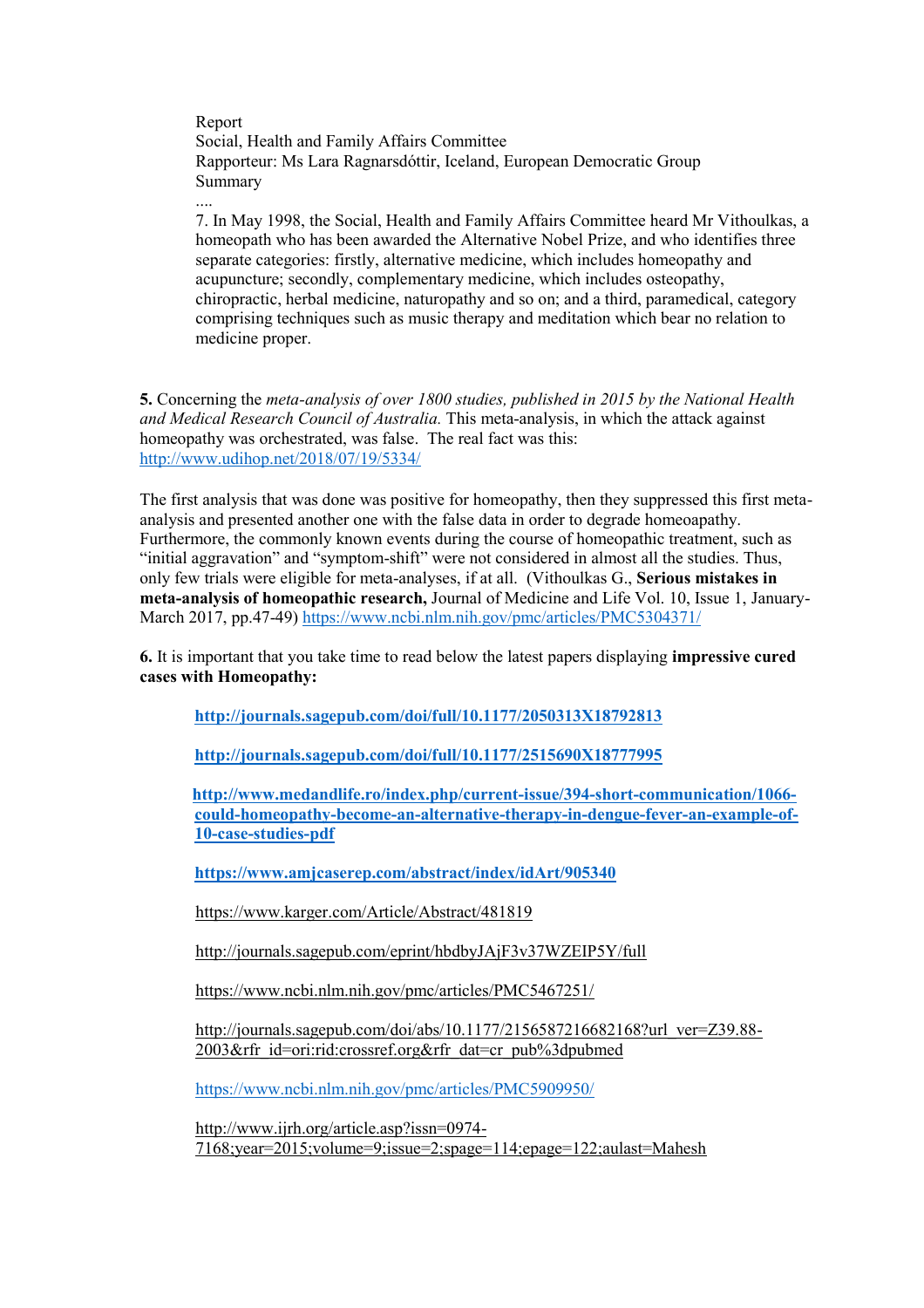Report
Social, Health and Family Affairs Committee
Rapporteur: Ms Lara Ragnarsdóttir, Iceland, European Democratic Group
Summary
....
7. In May 1998, the Social, Health and Family Affairs Committee heard Mr Vithoulkas, a homeopath who has been awarded the Alternative Nobel Prize, and who identifies three separate categories: firstly, alternative medicine, which includes homeopathy and acupuncture; secondly, complementary medicine, which includes osteopathy, chiropractic, herbal medicine, naturopathy and so on; and a third, paramedical, category comprising techniques such as music therapy and meditation which bear no relation to medicine proper.

**5.** Concerning the *meta-analysis of over 1800 studies, published in 2015 by the National Health and Medical Research Council of Australia.* This meta-analysis, in which the attack against homeopathy was orchestrated, was false. The real fact was this: http://www.udihop.net/2018/07/19/5334/

The first analysis that was done was positive for homeopathy, then they suppressed this first meta-analysis and presented another one with the false data in order to degrade homeoapathy. Furthermore, the commonly known events during the course of homeopathic treatment, such as "initial aggravation" and "symptom-shift" were not considered in almost all the studies. Thus, only few trials were eligible for meta-analyses, if at all. (Vithoulkas G., **Serious mistakes in meta-analysis of homeopathic research,** Journal of Medicine and Life Vol. 10, Issue 1, January-March 2017, pp.47-49) https://www.ncbi.nlm.nih.gov/pmc/articles/PMC5304371/

**6.** It is important that you take time to read below the latest papers displaying **impressive cured cases with Homeopathy:**

**http://journals.sagepub.com/doi/full/10.1177/2050313X18792813**

**http://journals.sagepub.com/doi/full/10.1177/2515690X18777995**

**http://www.medandlife.ro/index.php/current-issue/394-short-communication/1066-could-homeopathy-become-an-alternative-therapy-in-dengue-fever-an-example-of-10-case-studies-pdf**

**https://www.amjcaserep.com/abstract/index/idArt/905340**

https://www.karger.com/Article/Abstract/481819

http://journals.sagepub.com/eprint/hbdbyJAjF3v37WZEIP5Y/full

https://www.ncbi.nlm.nih.gov/pmc/articles/PMC5467251/

http://journals.sagepub.com/doi/abs/10.1177/2156587216682168?url_ver=Z39.88-2003&rfr_id=ori:rid:crossref.org&rfr_dat=cr_pub%3dpubmed

https://www.ncbi.nlm.nih.gov/pmc/articles/PMC5909950/

http://www.ijrh.org/article.asp?issn=0974-7168;year=2015;volume=9;issue=2;spage=114;epage=122;aulast=Mahesh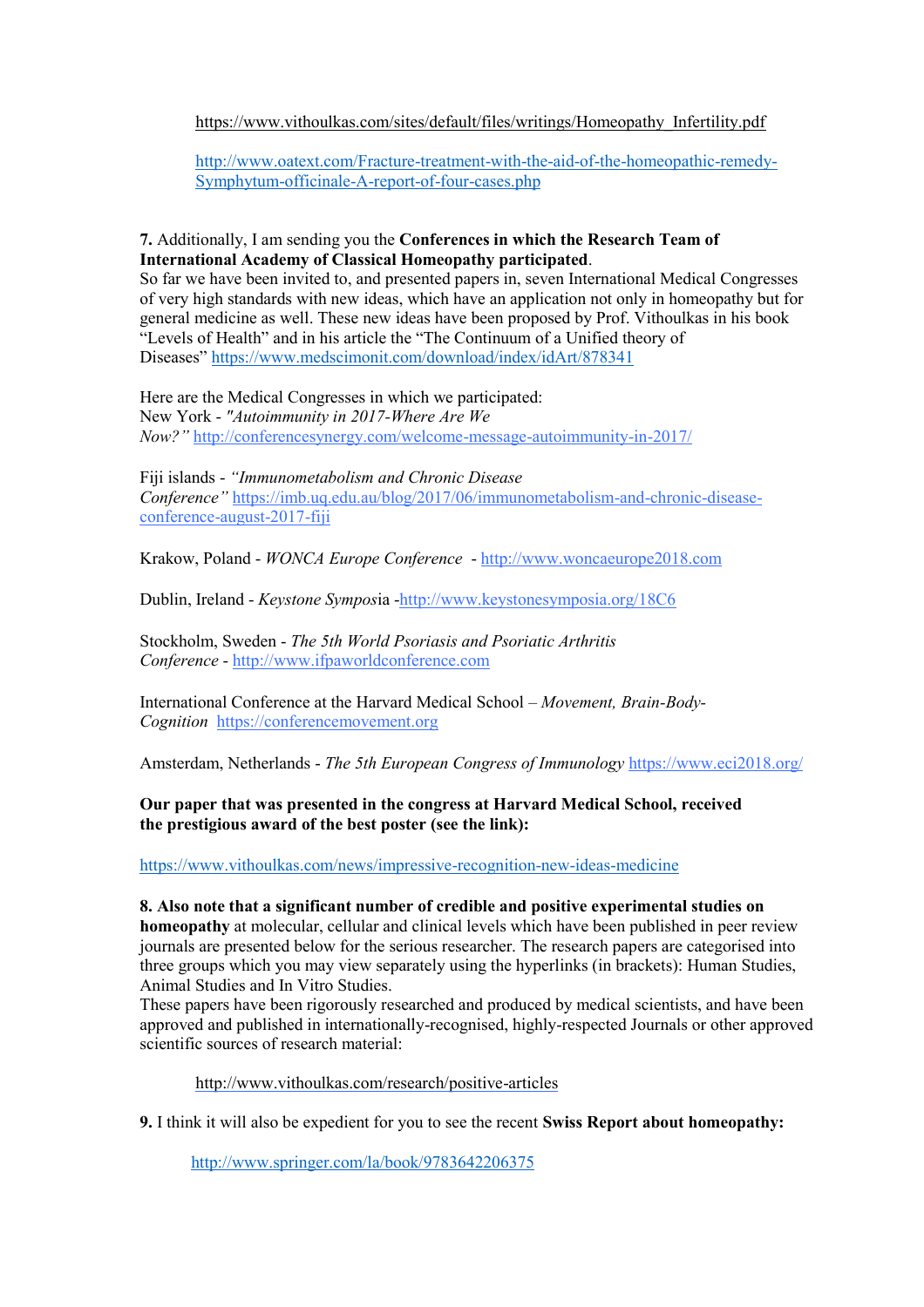https://www.vithoulkas.com/sites/default/files/writings/Homeopathy_Infertility.pdf

http://www.oatext.com/Fracture-treatment-with-the-aid-of-the-homeopathic-remedy-Symphytum-officinale-A-report-of-four-cases.php

**7.** Additionally, I am sending you the **Conferences in which the Research Team of International Academy of Classical Homeopathy participated**.
So far we have been invited to, and presented papers in, seven International Medical Congresses of very high standards with new ideas, which have an application not only in homeopathy but for general medicine as well. These new ideas have been proposed by Prof. Vithoulkas in his book "Levels of Health" and in his article the "The Continuum of a Unified theory of Diseases" https://www.medscimonit.com/download/index/idArt/878341

Here are the Medical Congresses in which we participated:
New York - *"Autoimmunity in 2017-Where Are We Now?"* http://conferencesynergy.com/welcome-message-autoimmunity-in-2017/

Fiji islands - *"Immunometabolism and Chronic Disease Conference"* https://imb.uq.edu.au/blog/2017/06/immunometabolism-and-chronic-disease-conference-august-2017-fiji

Krakow, Poland - *WONCA Europe Conference* - http://www.woncaeurope2018.com

Dublin, Ireland - *Keystone Symposi*a -http://www.keystonesymposia.org/18C6

Stockholm, Sweden - *The 5th World Psoriasis and Psoriatic Arthritis Conference* - http://www.ifpaworldconference.com

International Conference at the Harvard Medical School – *Movement, Brain-Body-Cognition* https://conferencemovement.org

Amsterdam, Netherlands - *The 5th European Congress of Immunology* https://www.eci2018.org/

**Our paper that was presented in the congress at Harvard Medical School, received the prestigious award of the best poster (see the link):**

https://www.vithoulkas.com/news/impressive-recognition-new-ideas-medicine

**8. Also note that a significant number of credible and positive experimental studies on homeopathy** at molecular, cellular and clinical levels which have been published in peer review journals are presented below for the serious researcher. The research papers are categorised into three groups which you may view separately using the hyperlinks (in brackets): Human Studies, Animal Studies and In Vitro Studies.
These papers have been rigorously researched and produced by medical scientists, and have been approved and published in internationally-recognised, highly-respected Journals or other approved scientific sources of research material:

http://www.vithoulkas.com/research/positive-articles

**9.** I think it will also be expedient for you to see the recent **Swiss Report about homeopathy:**

http://www.springer.com/la/book/9783642206375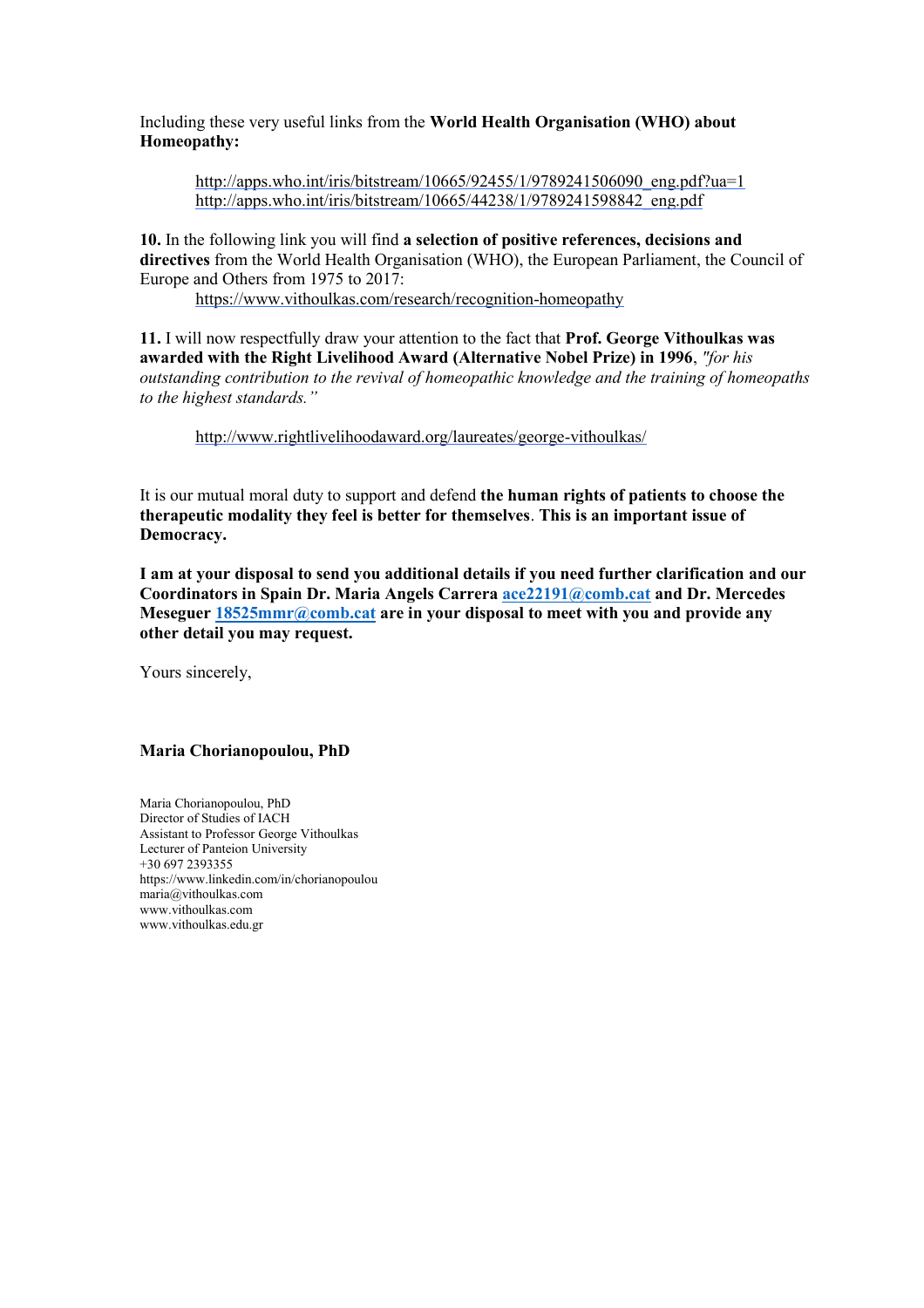Including these very useful links from the **World Health Organisation (WHO) about Homeopathy:**

> http://apps.who.int/iris/bitstream/10665/92455/1/9789241506090_eng.pdf?ua=1
> http://apps.who.int/iris/bitstream/10665/44238/1/9789241598842_eng.pdf

**10.** In the following link you will find **a selection of positive references, decisions and directives** from the World Health Organisation (WHO), the European Parliament, the Council of Europe and Others from 1975 to 2017:

> https://www.vithoulkas.com/research/recognition-homeopathy

**11.** I will now respectfully draw your attention to the fact that **Prof. George Vithoulkas was awarded with the Right Livelihood Award (Alternative Nobel Prize) in 1996**, *"for his outstanding contribution to the revival of homeopathic knowledge and the training of homeopaths to the highest standards."*

> http://www.rightlivelihoodaward.org/laureates/george-vithoulkas/

It is our mutual moral duty to support and defend **the human rights of patients to choose the therapeutic modality they feel is better for themselves**. **This is an important issue of Democracy.**

**I am at your disposal to send you additional details if you need further clarification and our Coordinators in Spain Dr. Maria Angels Carrera ace22191@comb.cat and Dr. Mercedes Meseguer 18525mmr@comb.cat are in your disposal to meet with you and provide any other detail you may request.**

Yours sincerely,

**Maria Chorianopoulou, PhD**

Maria Chorianopoulou, PhD
Director of Studies of IACH
Assistant to Professor George Vithoulkas
Lecturer of Panteion University
+30 697 2393355
https://www.linkedin.com/in/chorianopoulou
maria@vithoulkas.com
www.vithoulkas.com
www.vithoulkas.edu.gr